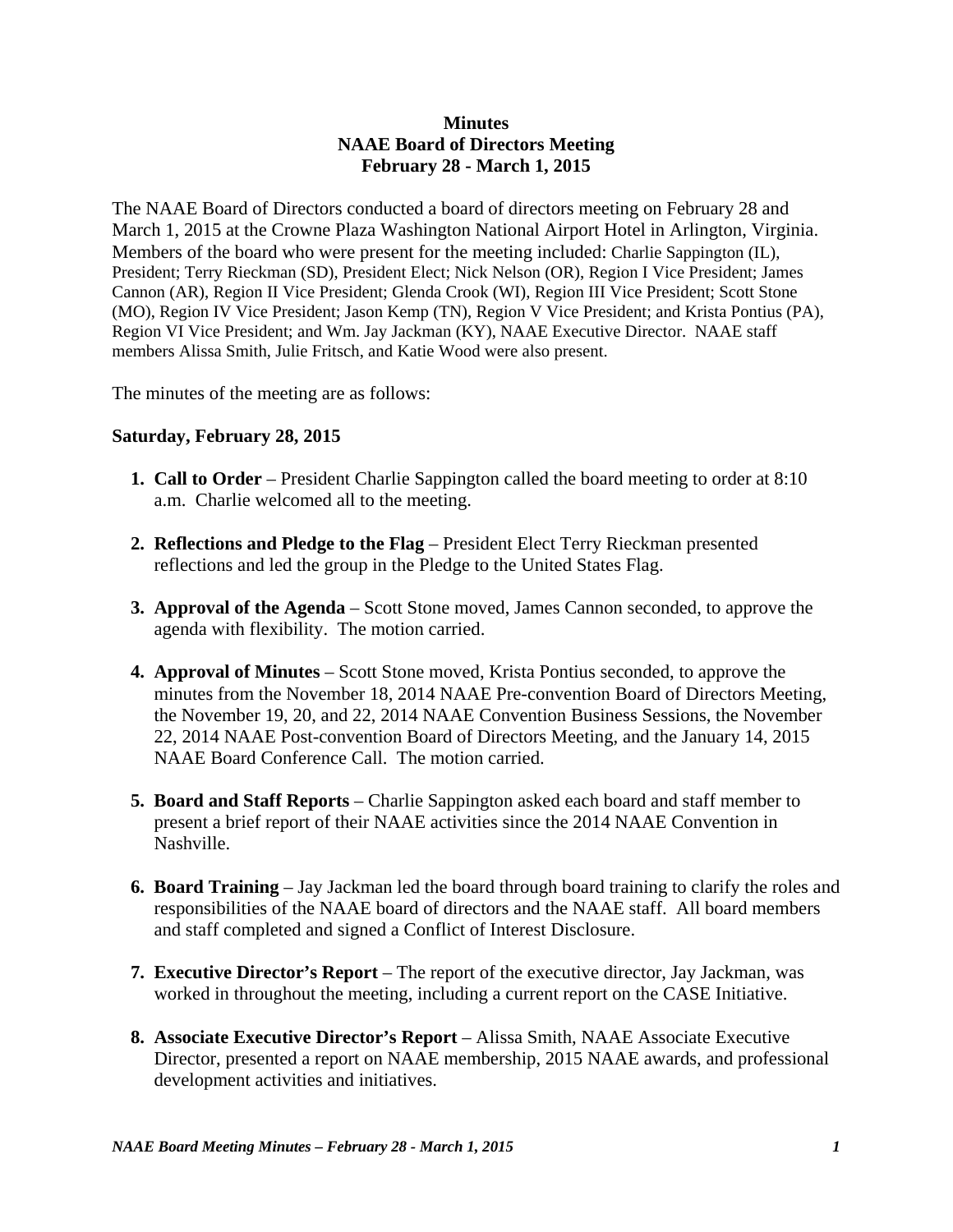**Minutes**
**NAAE Board of Directors Meeting**
**February 28 - March 1, 2015**

The NAAE Board of Directors conducted a board of directors meeting on February 28 and March 1, 2015 at the Crowne Plaza Washington National Airport Hotel in Arlington, Virginia. Members of the board who were present for the meeting included: Charlie Sappington (IL), President; Terry Rieckman (SD), President Elect; Nick Nelson (OR), Region I Vice President; James Cannon (AR), Region II Vice President; Glenda Crook (WI), Region III Vice President; Scott Stone (MO), Region IV Vice President; Jason Kemp (TN), Region V Vice President; and Krista Pontius (PA), Region VI Vice President; and Wm. Jay Jackman (KY), NAAE Executive Director. NAAE staff members Alissa Smith, Julie Fritsch, and Katie Wood were also present.

The minutes of the meeting are as follows:

**Saturday, February 28, 2015**

1. **Call to Order** – President Charlie Sappington called the board meeting to order at 8:10 a.m. Charlie welcomed all to the meeting.

2. **Reflections and Pledge to the Flag** – President Elect Terry Rieckman presented reflections and led the group in the Pledge to the United States Flag.

3. **Approval of the Agenda** – Scott Stone moved, James Cannon seconded, to approve the agenda with flexibility. The motion carried.

4. **Approval of Minutes** – Scott Stone moved, Krista Pontius seconded, to approve the minutes from the November 18, 2014 NAAE Pre-convention Board of Directors Meeting, the November 19, 20, and 22, 2014 NAAE Convention Business Sessions, the November 22, 2014 NAAE Post-convention Board of Directors Meeting, and the January 14, 2015 NAAE Board Conference Call. The motion carried.

5. **Board and Staff Reports** – Charlie Sappington asked each board and staff member to present a brief report of their NAAE activities since the 2014 NAAE Convention in Nashville.

6. **Board Training** – Jay Jackman led the board through board training to clarify the roles and responsibilities of the NAAE board of directors and the NAAE staff. All board members and staff completed and signed a Conflict of Interest Disclosure.

7. **Executive Director's Report** – The report of the executive director, Jay Jackman, was worked in throughout the meeting, including a current report on the CASE Initiative.

8. **Associate Executive Director's Report** – Alissa Smith, NAAE Associate Executive Director, presented a report on NAAE membership, 2015 NAAE awards, and professional development activities and initiatives.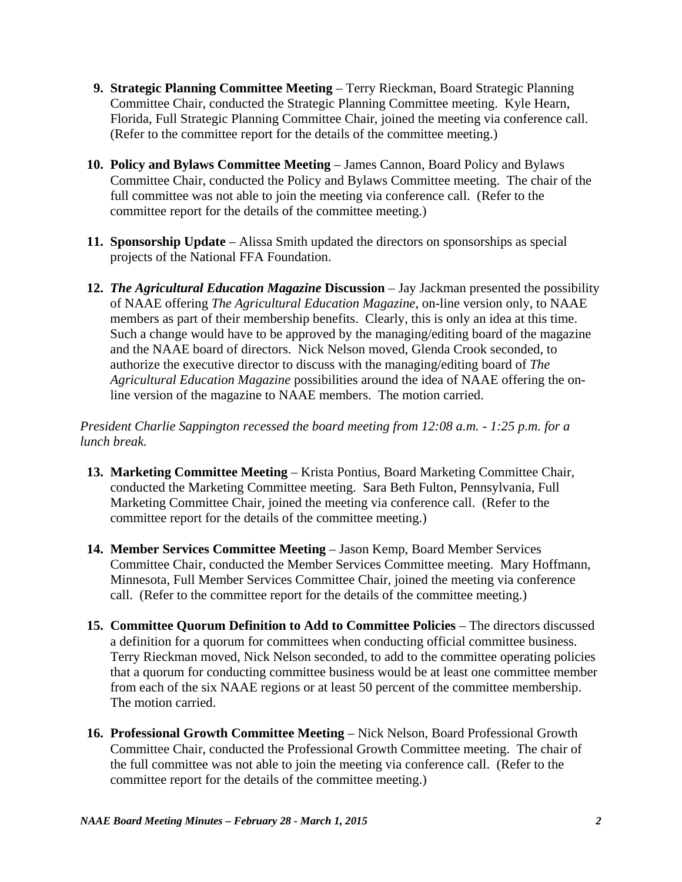9. **Strategic Planning Committee Meeting** – Terry Rieckman, Board Strategic Planning Committee Chair, conducted the Strategic Planning Committee meeting. Kyle Hearn, Florida, Full Strategic Planning Committee Chair, joined the meeting via conference call. (Refer to the committee report for the details of the committee meeting.)

10. **Policy and Bylaws Committee Meeting** – James Cannon, Board Policy and Bylaws Committee Chair, conducted the Policy and Bylaws Committee meeting. The chair of the full committee was not able to join the meeting via conference call. (Refer to the committee report for the details of the committee meeting.)

11. **Sponsorship Update** – Alissa Smith updated the directors on sponsorships as special projects of the National FFA Foundation.

12. ***The Agricultural Education Magazine* Discussion** – Jay Jackman presented the possibility of NAAE offering *The Agricultural Education Magazine*, on-line version only, to NAAE members as part of their membership benefits. Clearly, this is only an idea at this time. Such a change would have to be approved by the managing/editing board of the magazine and the NAAE board of directors. Nick Nelson moved, Glenda Crook seconded, to authorize the executive director to discuss with the managing/editing board of *The Agricultural Education Magazine* possibilities around the idea of NAAE offering the on-line version of the magazine to NAAE members. The motion carried.

*President Charlie Sappington recessed the board meeting from 12:08 a.m. - 1:25 p.m. for a lunch break.*

13. **Marketing Committee Meeting** – Krista Pontius, Board Marketing Committee Chair, conducted the Marketing Committee meeting. Sara Beth Fulton, Pennsylvania, Full Marketing Committee Chair, joined the meeting via conference call. (Refer to the committee report for the details of the committee meeting.)

14. **Member Services Committee Meeting** – Jason Kemp, Board Member Services Committee Chair, conducted the Member Services Committee meeting. Mary Hoffmann, Minnesota, Full Member Services Committee Chair, joined the meeting via conference call. (Refer to the committee report for the details of the committee meeting.)

15. **Committee Quorum Definition to Add to Committee Policies** – The directors discussed a definition for a quorum for committees when conducting official committee business. Terry Rieckman moved, Nick Nelson seconded, to add to the committee operating policies that a quorum for conducting committee business would be at least one committee member from each of the six NAAE regions or at least 50 percent of the committee membership. The motion carried.

16. **Professional Growth Committee Meeting** – Nick Nelson, Board Professional Growth Committee Chair, conducted the Professional Growth Committee meeting. The chair of the full committee was not able to join the meeting via conference call. (Refer to the committee report for the details of the committee meeting.)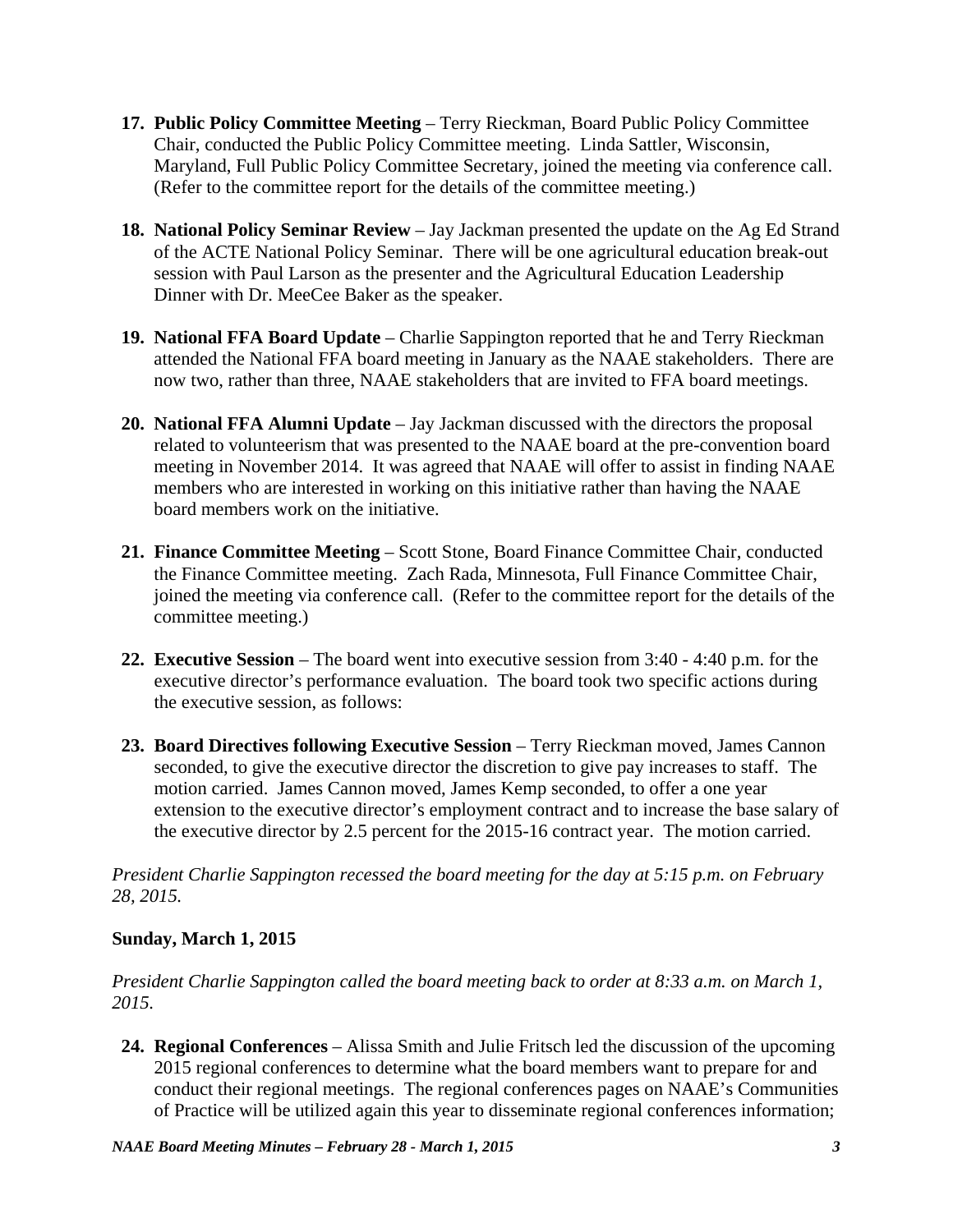17. **Public Policy Committee Meeting** – Terry Rieckman, Board Public Policy Committee Chair, conducted the Public Policy Committee meeting. Linda Sattler, Wisconsin, Maryland, Full Public Policy Committee Secretary, joined the meeting via conference call. (Refer to the committee report for the details of the committee meeting.)

18. **National Policy Seminar Review** – Jay Jackman presented the update on the Ag Ed Strand of the ACTE National Policy Seminar. There will be one agricultural education break-out session with Paul Larson as the presenter and the Agricultural Education Leadership Dinner with Dr. MeeCee Baker as the speaker.

19. **National FFA Board Update** – Charlie Sappington reported that he and Terry Rieckman attended the National FFA board meeting in January as the NAAE stakeholders. There are now two, rather than three, NAAE stakeholders that are invited to FFA board meetings.

20. **National FFA Alumni Update** – Jay Jackman discussed with the directors the proposal related to volunteerism that was presented to the NAAE board at the pre-convention board meeting in November 2014. It was agreed that NAAE will offer to assist in finding NAAE members who are interested in working on this initiative rather than having the NAAE board members work on the initiative.

21. **Finance Committee Meeting** – Scott Stone, Board Finance Committee Chair, conducted the Finance Committee meeting. Zach Rada, Minnesota, Full Finance Committee Chair, joined the meeting via conference call. (Refer to the committee report for the details of the committee meeting.)

22. **Executive Session** – The board went into executive session from 3:40 - 4:40 p.m. for the executive director's performance evaluation. The board took two specific actions during the executive session, as follows:

23. **Board Directives following Executive Session** – Terry Rieckman moved, James Cannon seconded, to give the executive director the discretion to give pay increases to staff. The motion carried. James Cannon moved, James Kemp seconded, to offer a one year extension to the executive director's employment contract and to increase the base salary of the executive director by 2.5 percent for the 2015-16 contract year. The motion carried.

*President Charlie Sappington recessed the board meeting for the day at 5:15 p.m. on February 28, 2015.*

**Sunday, March 1, 2015**

*President Charlie Sappington called the board meeting back to order at 8:33 a.m. on March 1, 2015.*

24. **Regional Conferences** – Alissa Smith and Julie Fritsch led the discussion of the upcoming 2015 regional conferences to determine what the board members want to prepare for and conduct their regional meetings. The regional conferences pages on NAAE's Communities of Practice will be utilized again this year to disseminate regional conferences information;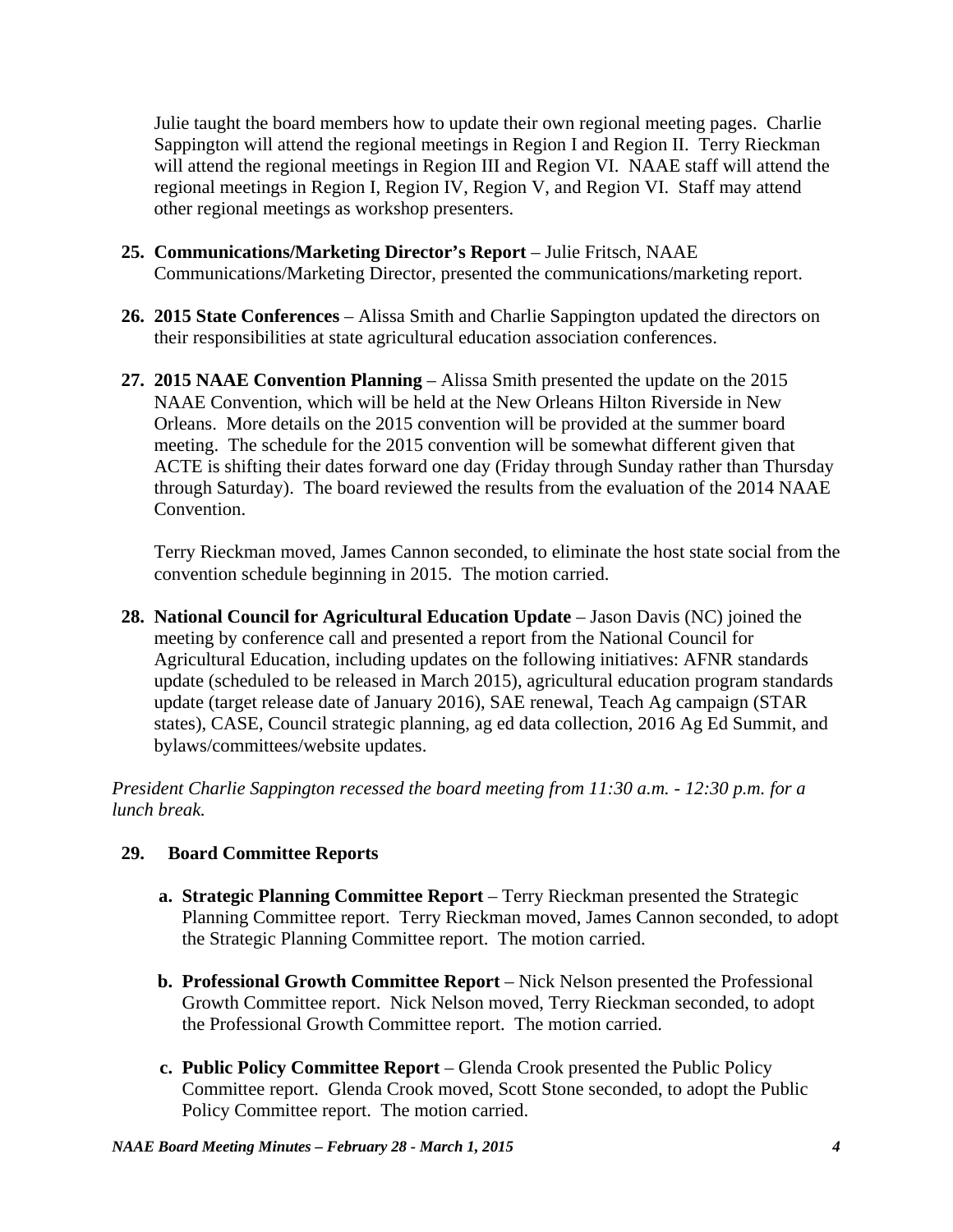Julie taught the board members how to update their own regional meeting pages. Charlie Sappington will attend the regional meetings in Region I and Region II. Terry Rieckman will attend the regional meetings in Region III and Region VI. NAAE staff will attend the regional meetings in Region I, Region IV, Region V, and Region VI. Staff may attend other regional meetings as workshop presenters.

25. **Communications/Marketing Director's Report** – Julie Fritsch, NAAE Communications/Marketing Director, presented the communications/marketing report.

26. **2015 State Conferences** – Alissa Smith and Charlie Sappington updated the directors on their responsibilities at state agricultural education association conferences.

27. **2015 NAAE Convention Planning** – Alissa Smith presented the update on the 2015 NAAE Convention, which will be held at the New Orleans Hilton Riverside in New Orleans. More details on the 2015 convention will be provided at the summer board meeting. The schedule for the 2015 convention will be somewhat different given that ACTE is shifting their dates forward one day (Friday through Sunday rather than Thursday through Saturday). The board reviewed the results from the evaluation of the 2014 NAAE Convention.

    Terry Rieckman moved, James Cannon seconded, to eliminate the host state social from the convention schedule beginning in 2015. The motion carried.

28. **National Council for Agricultural Education Update** – Jason Davis (NC) joined the meeting by conference call and presented a report from the National Council for Agricultural Education, including updates on the following initiatives: AFNR standards update (scheduled to be released in March 2015), agricultural education program standards update (target release date of January 2016), SAE renewal, Teach Ag campaign (STAR states), CASE, Council strategic planning, ag ed data collection, 2016 Ag Ed Summit, and bylaws/committees/website updates.

*President Charlie Sappington recessed the board meeting from 11:30 a.m. - 12:30 p.m. for a lunch break.*

29. **Board Committee Reports**

    a. **Strategic Planning Committee Report** – Terry Rieckman presented the Strategic Planning Committee report. Terry Rieckman moved, James Cannon seconded, to adopt the Strategic Planning Committee report. The motion carried.

    b. **Professional Growth Committee Report** – Nick Nelson presented the Professional Growth Committee report. Nick Nelson moved, Terry Rieckman seconded, to adopt the Professional Growth Committee report. The motion carried.

    c. **Public Policy Committee Report** – Glenda Crook presented the Public Policy Committee report. Glenda Crook moved, Scott Stone seconded, to adopt the Public Policy Committee report. The motion carried.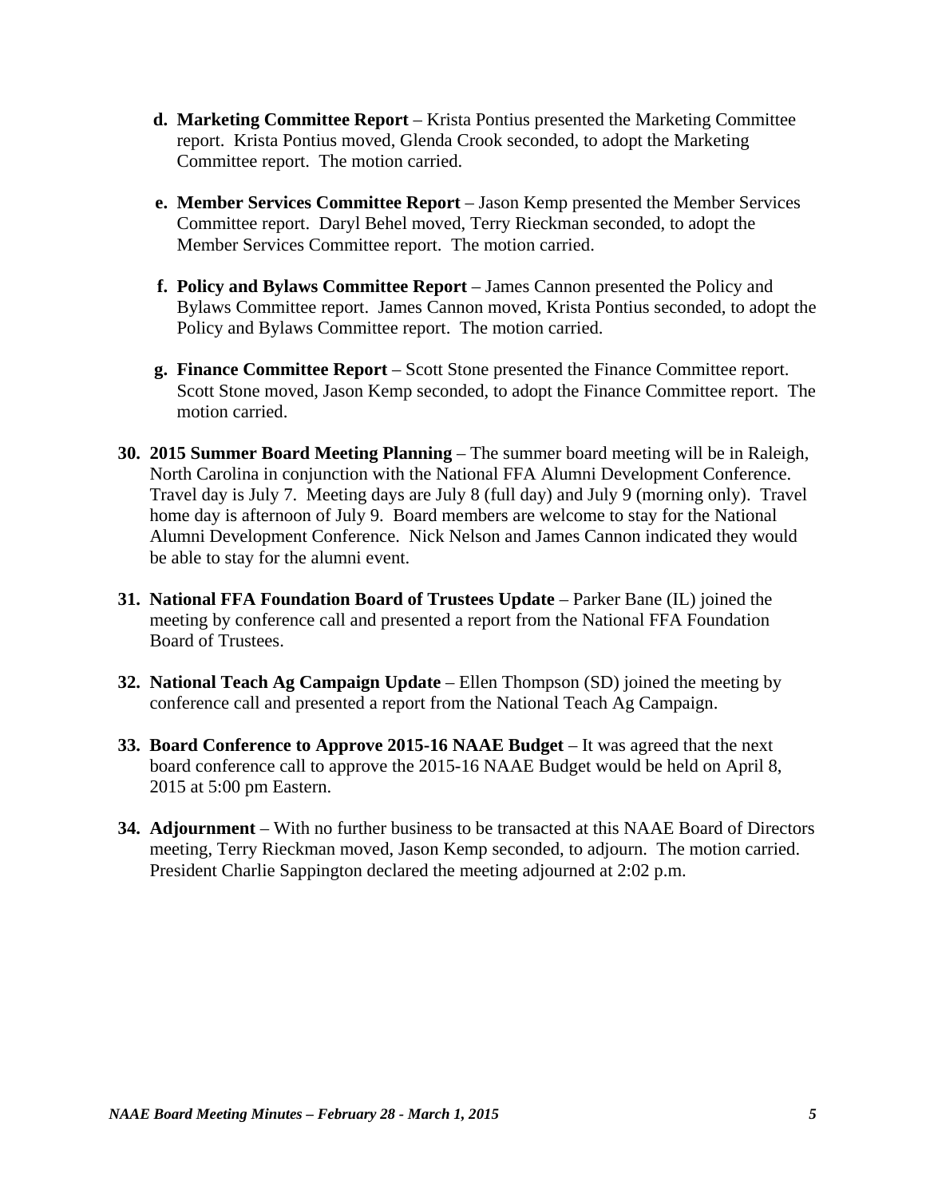d. **Marketing Committee Report** – Krista Pontius presented the Marketing Committee report. Krista Pontius moved, Glenda Crook seconded, to adopt the Marketing Committee report. The motion carried.

e. **Member Services Committee Report** – Jason Kemp presented the Member Services Committee report. Daryl Behel moved, Terry Rieckman seconded, to adopt the Member Services Committee report. The motion carried.

f. **Policy and Bylaws Committee Report** – James Cannon presented the Policy and Bylaws Committee report. James Cannon moved, Krista Pontius seconded, to adopt the Policy and Bylaws Committee report. The motion carried.

g. **Finance Committee Report** – Scott Stone presented the Finance Committee report. Scott Stone moved, Jason Kemp seconded, to adopt the Finance Committee report. The motion carried.

30. **2015 Summer Board Meeting Planning** – The summer board meeting will be in Raleigh, North Carolina in conjunction with the National FFA Alumni Development Conference. Travel day is July 7. Meeting days are July 8 (full day) and July 9 (morning only). Travel home day is afternoon of July 9. Board members are welcome to stay for the National Alumni Development Conference. Nick Nelson and James Cannon indicated they would be able to stay for the alumni event.

31. **National FFA Foundation Board of Trustees Update** – Parker Bane (IL) joined the meeting by conference call and presented a report from the National FFA Foundation Board of Trustees.

32. **National Teach Ag Campaign Update** – Ellen Thompson (SD) joined the meeting by conference call and presented a report from the National Teach Ag Campaign.

33. **Board Conference to Approve 2015-16 NAAE Budget** – It was agreed that the next board conference call to approve the 2015-16 NAAE Budget would be held on April 8, 2015 at 5:00 pm Eastern.

34. **Adjournment** – With no further business to be transacted at this NAAE Board of Directors meeting, Terry Rieckman moved, Jason Kemp seconded, to adjourn. The motion carried. President Charlie Sappington declared the meeting adjourned at 2:02 p.m.